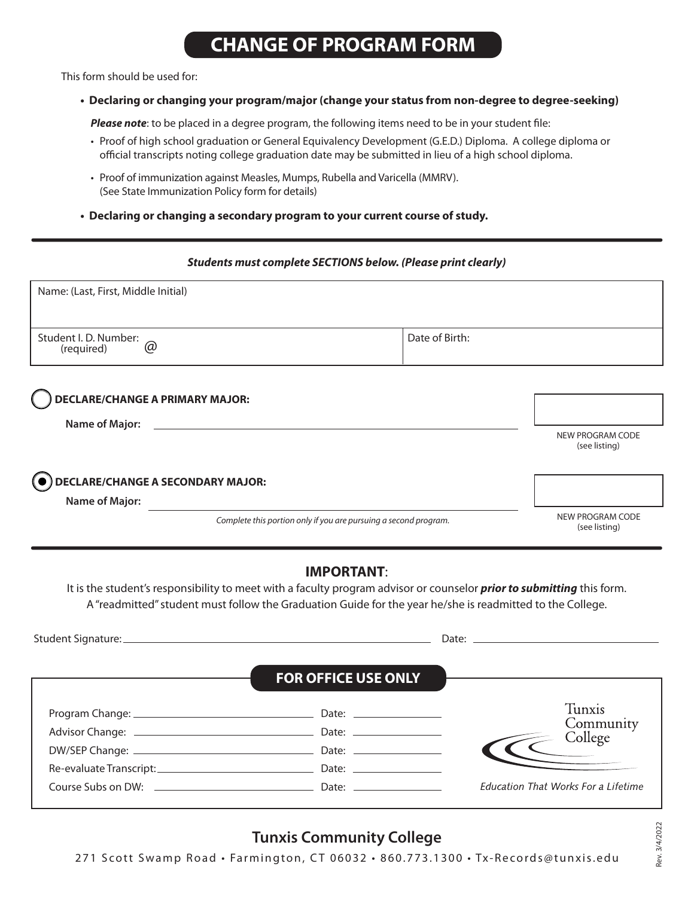# CHANGE OF PROGRAM FORM

This form should be used for:

- **Declaring or changing your program/major (change your status from non-degree to degree-seeking)**

  ***Please note***: to be placed in a degree program, the following items need to be in your student file:

  - Proof of high school graduation or General Equivalency Development (G.E.D.) Diploma. A college diploma or official transcripts noting college graduation date may be submitted in lieu of a high school diploma.
  - Proof of immunization against Measles, Mumps, Rubella and Varicella (MMRV). (See State Immunization Policy form for details)

- **Declaring or changing a secondary program to your current course of study.**

***Students must complete SECTIONS below. (Please print clearly)***

| Name: (Last, First, Middle Initial) | |
|---|---|
| Student I. D. Number: (required) @ | Date of Birth: |

○ **DECLARE/CHANGE A PRIMARY MAJOR:**

**Name of Major:** ______________________________

NEW PROGRAM CODE (see listing) [ ]

◉ **DECLARE/CHANGE A SECONDARY MAJOR:**

**Name of Major:** ______________________________

*Complete this portion only if you are pursuing a second program.*

NEW PROGRAM CODE (see listing) [ ]

## IMPORTANT:

It is the student's responsibility to meet with a faculty program advisor or counselor ***prior to submitting*** this form.
A "readmitted" student must follow the Graduation Guide for the year he/she is readmitted to the College.

Student Signature: ______________________________ Date: ______________

## FOR OFFICE USE ONLY

Program Change: ______________________ Date: ____________

Advisor Change: ______________________ Date: ____________

DW/SEP Change: ______________________ Date: ____________

Re-evaluate Transcript: ______________________ Date: ____________

Course Subs on DW: ______________________ Date: ____________

Tunxis Community College

*Education That Works For a Lifetime*

**Tunxis Community College**

271 Scott Swamp Road • Farmington, CT 06032 • 860.773.1300 • Tx-Records@tunxis.edu

Rev. 3/4/2022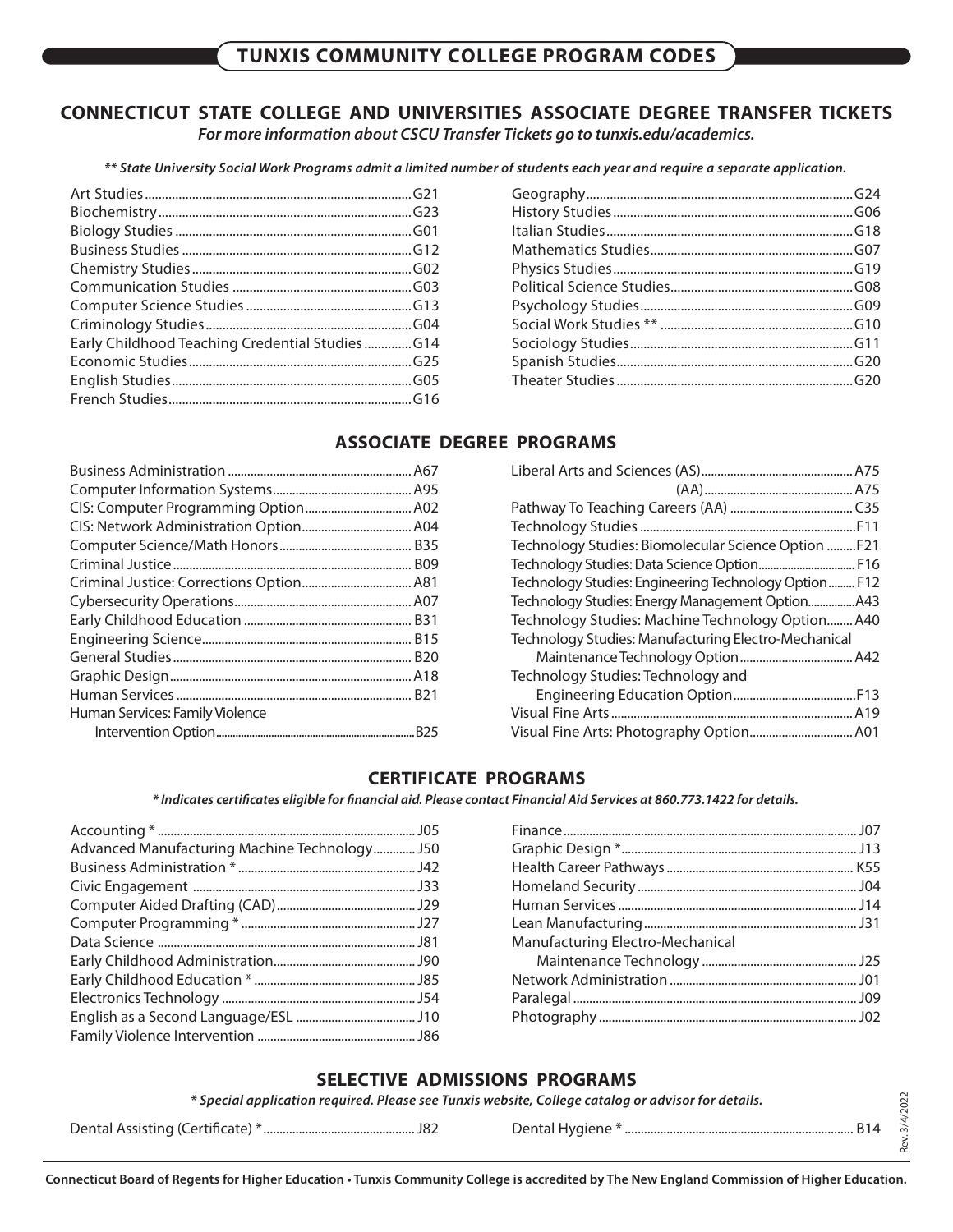# TUNXIS COMMUNITY COLLEGE PROGRAM CODES

## CONNECTICUT STATE COLLEGE AND UNIVERSITIES ASSOCIATE DEGREE TRANSFER TICKETS

***For more information about CSCU Transfer Tickets go to tunxis.edu/academics.***

***** State University Social Work Programs admit a limited number of students each year and require a separate application.***

| | |
|---|---|
| Art Studies | G21 |
| Biochemistry | G23 |
| Biology Studies | G01 |
| Business Studies | G12 |
| Chemistry Studies | G02 |
| Communication Studies | G03 |
| Computer Science Studies | G13 |
| Criminology Studies | G04 |
| Early Childhood Teaching Credential Studies | G14 |
| Economic Studies | G25 |
| English Studies | G05 |
| French Studies | G16 |
| Geography | G24 |
| History Studies | G06 |
| Italian Studies | G18 |
| Mathematics Studies | G07 |
| Physics Studies | G19 |
| Political Science Studies | G08 |
| Psychology Studies | G09 |
| Social Work Studies ** | G10 |
| Sociology Studies | G11 |
| Spanish Studies | G20 |
| Theater Studies | G20 |

## ASSOCIATE DEGREE PROGRAMS

| | |
|---|---|
| Business Administration | A67 |
| Computer Information Systems | A95 |
| CIS: Computer Programming Option | A02 |
| CIS: Network Administration Option | A04 |
| Computer Science/Math Honors | B35 |
| Criminal Justice | B09 |
| Criminal Justice: Corrections Option | A81 |
| Cybersecurity Operations | A07 |
| Early Childhood Education | B31 |
| Engineering Science | B15 |
| General Studies | B20 |
| Graphic Design | A18 |
| Human Services | B21 |
| Human Services: Family Violence Intervention Option | B25 |
| Liberal Arts and Sciences (AS) | A75 |
| (AA) | A75 |
| Pathway To Teaching Careers (AA) | C35 |
| Technology Studies | F11 |
| Technology Studies: Biomolecular Science Option | F21 |
| Technology Studies: Data Science Option | F16 |
| Technology Studies: Engineering Technology Option | F12 |
| Technology Studies: Energy Management Option | A43 |
| Technology Studies: Machine Technology Option | A40 |
| Technology Studies: Manufacturing Electro-Mechanical Maintenance Technology Option | A42 |
| Technology Studies: Technology and Engineering Education Option | F13 |
| Visual Fine Arts | A19 |
| Visual Fine Arts: Photography Option | A01 |

## CERTIFICATE PROGRAMS

***\* Indicates certificates eligible for financial aid. Please contact Financial Aid Services at 860.773.1422 for details.***

| | |
|---|---|
| Accounting * | J05 |
| Advanced Manufacturing Machine Technology | J50 |
| Business Administration * | J42 |
| Civic Engagement | J33 |
| Computer Aided Drafting (CAD) | J29 |
| Computer Programming * | J27 |
| Data Science | J81 |
| Early Childhood Administration | J90 |
| Early Childhood Education * | J85 |
| Electronics Technology | J54 |
| English as a Second Language/ESL | J10 |
| Family Violence Intervention | J86 |
| Finance | J07 |
| Graphic Design * | J13 |
| Health Career Pathways | K55 |
| Homeland Security | J04 |
| Human Services | J14 |
| Lean Manufacturing | J31 |
| Manufacturing Electro-Mechanical Maintenance Technology | J25 |
| Network Administration | J01 |
| Paralegal | J09 |
| Photography | J02 |

## SELECTIVE ADMISSIONS PROGRAMS

***\* Special application required. Please see Tunxis website, College catalog or advisor for details.***

| | |
|---|---|
| Dental Assisting (Certificate) * | J82 |
| Dental Hygiene * | B14 |

Rev. 3/4/2022

**Connecticut Board of Regents for Higher Education • Tunxis Community College is accredited by The New England Commission of Higher Education.**